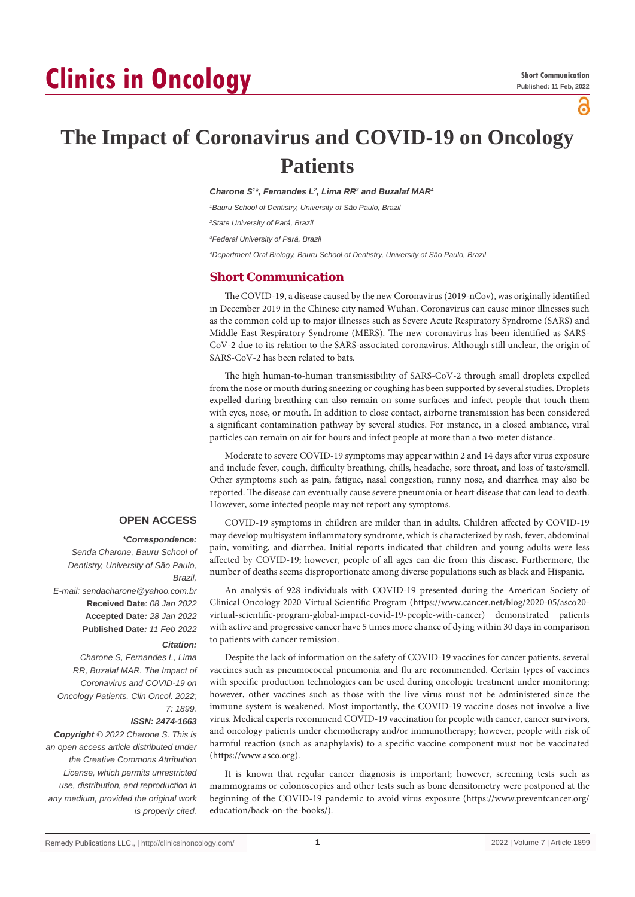Short Communication
Published: 11 Feb, 2022

# The Impact of Coronavirus and COVID-19 on Oncology Patients

***Charone S[1]*, Fernandes L[2], Lima RR[3] and Buzalaf MAR[4]***

*[1]Bauru School of Dentistry, University of São Paulo, Brazil*

*[2]State University of Pará, Brazil*

*[3]Federal University of Pará, Brazil*

*[4]Department Oral Biology, Bauru School of Dentistry, University of São Paulo, Brazil*

## Short Communication

The COVID-19, a disease caused by the new Coronavirus (2019-nCov), was originally identified in December 2019 in the Chinese city named Wuhan. Coronavirus can cause minor illnesses such as the common cold up to major illnesses such as Severe Acute Respiratory Syndrome (SARS) and Middle East Respiratory Syndrome (MERS). The new coronavirus has been identified as SARS-CoV-2 due to its relation to the SARS-associated coronavirus. Although still unclear, the origin of SARS-CoV-2 has been related to bats.

The high human-to-human transmissibility of SARS-CoV-2 through small droplets expelled from the nose or mouth during sneezing or coughing has been supported by several studies. Droplets expelled during breathing can also remain on some surfaces and infect people that touch them with eyes, nose, or mouth. In addition to close contact, airborne transmission has been considered a significant contamination pathway by several studies. For instance, in a closed ambiance, viral particles can remain on air for hours and infect people at more than a two-meter distance.

Moderate to severe COVID-19 symptoms may appear within 2 and 14 days after virus exposure and include fever, cough, difficulty breathing, chills, headache, sore throat, and loss of taste/smell. Other symptoms such as pain, fatigue, nasal congestion, runny nose, and diarrhea may also be reported. The disease can eventually cause severe pneumonia or heart disease that can lead to death. However, some infected people may not report any symptoms.

COVID-19 symptoms in children are milder than in adults. Children affected by COVID-19 may develop multisystem inflammatory syndrome, which is characterized by rash, fever, abdominal pain, vomiting, and diarrhea. Initial reports indicated that children and young adults were less affected by COVID-19; however, people of all ages can die from this disease. Furthermore, the number of deaths seems disproportionate among diverse populations such as black and Hispanic.

An analysis of 928 individuals with COVID-19 presented during the American Society of Clinical Oncology 2020 Virtual Scientific Program (https://www.cancer.net/blog/2020-05/asco20-virtual-scientific-program-global-impact-covid-19-people-with-cancer) demonstrated patients with active and progressive cancer have 5 times more chance of dying within 30 days in comparison to patients with cancer remission.

Despite the lack of information on the safety of COVID-19 vaccines for cancer patients, several vaccines such as pneumococcal pneumonia and flu are recommended. Certain types of vaccines with specific production technologies can be used during oncologic treatment under monitoring; however, other vaccines such as those with the live virus must not be administered since the immune system is weakened. Most importantly, the COVID-19 vaccine doses not involve a live virus. Medical experts recommend COVID-19 vaccination for people with cancer, cancer survivors, and oncology patients under chemotherapy and/or immunotherapy; however, people with risk of harmful reaction (such as anaphylaxis) to a specific vaccine component must not be vaccinated (https://www.asco.org).

It is known that regular cancer diagnosis is important; however, screening tests such as mammograms or colonoscopies and other tests such as bone densitometry were postponed at the beginning of the COVID-19 pandemic to avoid virus exposure (https://www.preventcancer.org/education/back-on-the-books/).

**OPEN ACCESS**

***\*Correspondence:***
*Senda Charone, Bauru School of Dentistry, University of São Paulo, Brazil,*
*E-mail: sendacharone@yahoo.com.br*

**Received Date**: *08 Jan 2022*
**Accepted Date:** *28 Jan 2022*
**Published Date:** *11 Feb 2022*

***Citation:***
*Charone S, Fernandes L, Lima RR, Buzalaf MAR. The Impact of Coronavirus and COVID-19 on Oncology Patients. Clin Oncol. 2022; 7: 1899.*

***ISSN: 2474-1663***

***Copyright** © 2022 Charone S. This is an open access article distributed under the Creative Commons Attribution License, which permits unrestricted use, distribution, and reproduction in any medium, provided the original work is properly cited.*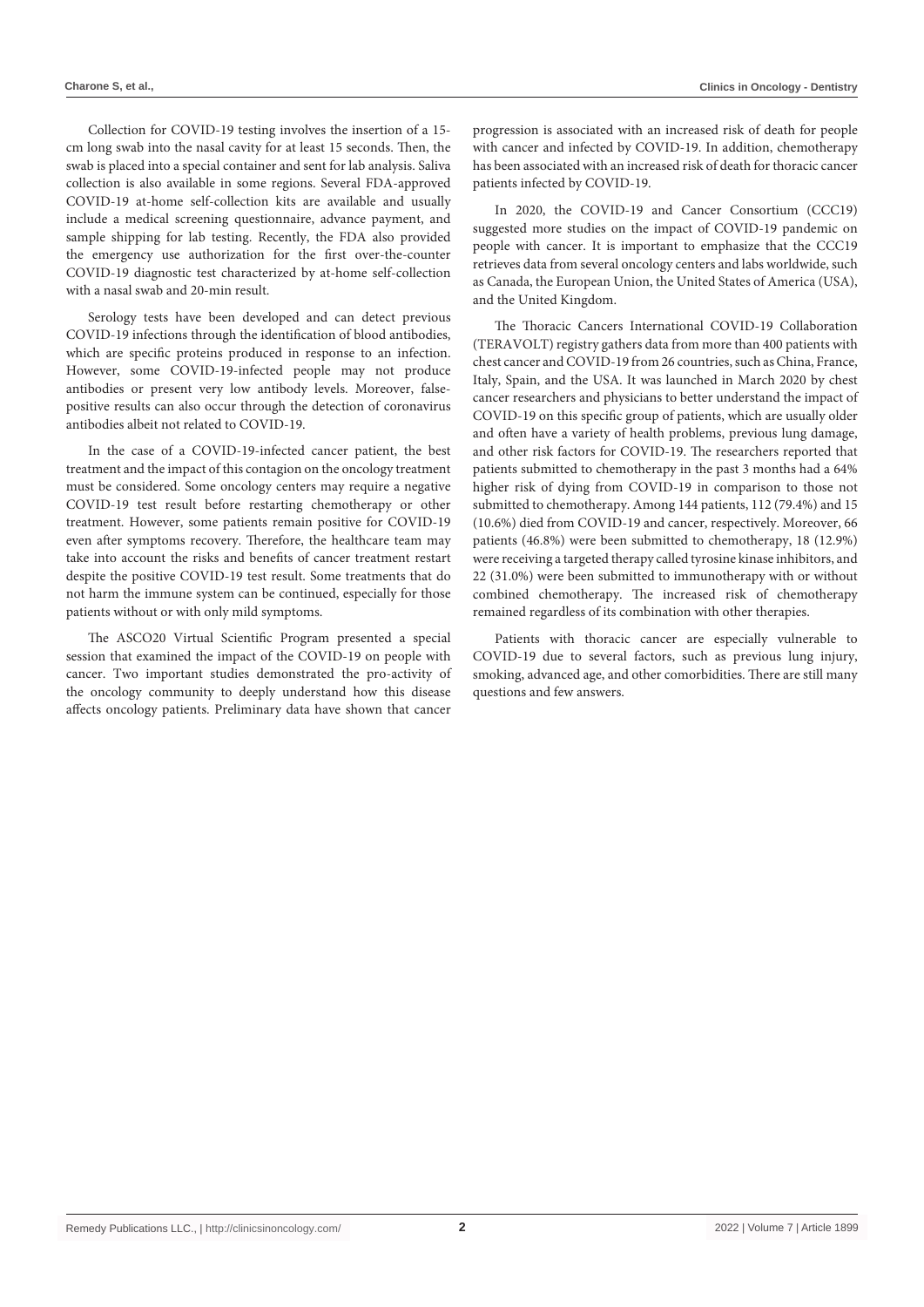Collection for COVID-19 testing involves the insertion of a 15-cm long swab into the nasal cavity for at least 15 seconds. Then, the swab is placed into a special container and sent for lab analysis. Saliva collection is also available in some regions. Several FDA-approved COVID-19 at-home self-collection kits are available and usually include a medical screening questionnaire, advance payment, and sample shipping for lab testing. Recently, the FDA also provided the emergency use authorization for the first over-the-counter COVID-19 diagnostic test characterized by at-home self-collection with a nasal swab and 20-min result.

Serology tests have been developed and can detect previous COVID-19 infections through the identification of blood antibodies, which are specific proteins produced in response to an infection. However, some COVID-19-infected people may not produce antibodies or present very low antibody levels. Moreover, false-positive results can also occur through the detection of coronavirus antibodies albeit not related to COVID-19.

In the case of a COVID-19-infected cancer patient, the best treatment and the impact of this contagion on the oncology treatment must be considered. Some oncology centers may require a negative COVID-19 test result before restarting chemotherapy or other treatment. However, some patients remain positive for COVID-19 even after symptoms recovery. Therefore, the healthcare team may take into account the risks and benefits of cancer treatment restart despite the positive COVID-19 test result. Some treatments that do not harm the immune system can be continued, especially for those patients without or with only mild symptoms.

The ASCO20 Virtual Scientific Program presented a special session that examined the impact of the COVID-19 on people with cancer. Two important studies demonstrated the pro-activity of the oncology community to deeply understand how this disease affects oncology patients. Preliminary data have shown that cancer progression is associated with an increased risk of death for people with cancer and infected by COVID-19. In addition, chemotherapy has been associated with an increased risk of death for thoracic cancer patients infected by COVID-19.

In 2020, the COVID-19 and Cancer Consortium (CCC19) suggested more studies on the impact of COVID-19 pandemic on people with cancer. It is important to emphasize that the CCC19 retrieves data from several oncology centers and labs worldwide, such as Canada, the European Union, the United States of America (USA), and the United Kingdom.

The Thoracic Cancers International COVID-19 Collaboration (TERAVOLT) registry gathers data from more than 400 patients with chest cancer and COVID-19 from 26 countries, such as China, France, Italy, Spain, and the USA. It was launched in March 2020 by chest cancer researchers and physicians to better understand the impact of COVID-19 on this specific group of patients, which are usually older and often have a variety of health problems, previous lung damage, and other risk factors for COVID-19. The researchers reported that patients submitted to chemotherapy in the past 3 months had a 64% higher risk of dying from COVID-19 in comparison to those not submitted to chemotherapy. Among 144 patients, 112 (79.4%) and 15 (10.6%) died from COVID-19 and cancer, respectively. Moreover, 66 patients (46.8%) were been submitted to chemotherapy, 18 (12.9%) were receiving a targeted therapy called tyrosine kinase inhibitors, and 22 (31.0%) were been submitted to immunotherapy with or without combined chemotherapy. The increased risk of chemotherapy remained regardless of its combination with other therapies.

Patients with thoracic cancer are especially vulnerable to COVID-19 due to several factors, such as previous lung injury, smoking, advanced age, and other comorbidities. There are still many questions and few answers.